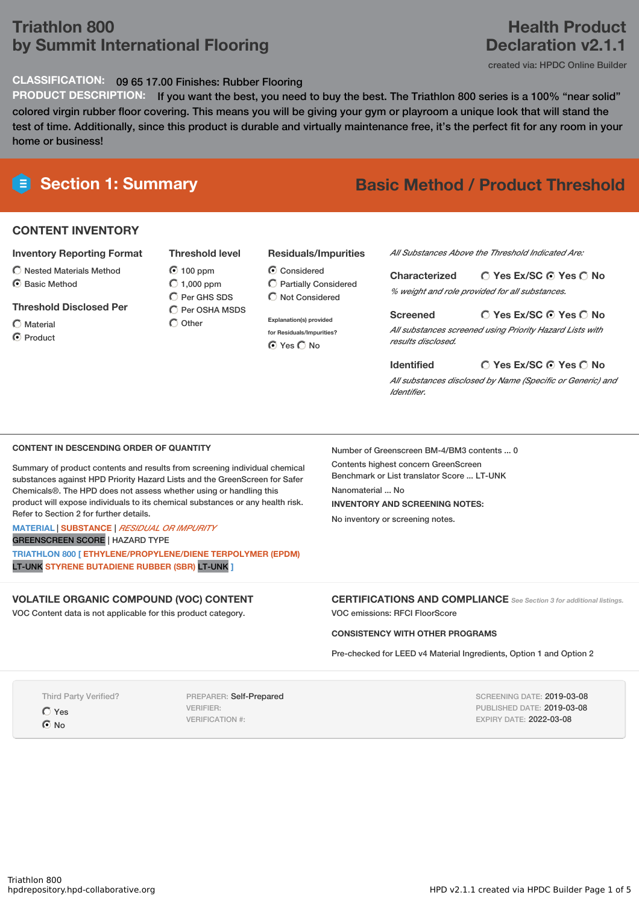# Triathlon 800
# by Summit International Flooring

# Health Product Declaration v2.1.1

created via: HPDC Online Builder

**CLASSIFICATION:** 09 65 17.00 Finishes: Rubber Flooring

**PRODUCT DESCRIPTION:** If you want the best, you need to buy the best. The Triathlon 800 series is a 100% “near solid” colored virgin rubber floor covering. This means you will be giving your gym or playroom a unique look that will stand the test of time. Additionally, since this product is durable and virtually maintenance free, it’s the perfect fit for any room in your home or business!

## Section 1: Summary

**Basic Method / Product Threshold**

### CONTENT INVENTORY

**Inventory Reporting Format**

- ○ Nested Materials Method
- ◉ Basic Method

**Threshold Disclosed Per**

- ○ Material
- ◉ Product

**Threshold level**

- ◉ 100 ppm
- ○ 1,000 ppm
- ○ Per GHS SDS
- ○ Per OSHA MSDS
- ○ Other

**Residuals/Impurities**

- ◉ Considered
- ○ Partially Considered
- ○ Not Considered

Explanation(s) provided for Residuals/Impurities?

◉ Yes ○ No

*All Substances Above the Threshold Indicated Are:*

**Characterized** ○ Yes Ex/SC ◉ Yes ○ No

*% weight and role provided for all substances.*

**Screened** ○ Yes Ex/SC ◉ Yes ○ No

*All substances screened using Priority Hazard Lists with results disclosed.*

**Identified** ○ Yes Ex/SC ◉ Yes ○ No

*All substances disclosed by Name (Specific or Generic) and Identifier.*

### CONTENT IN DESCENDING ORDER OF QUANTITY

Summary of product contents and results from screening individual chemical substances against HPD Priority Hazard Lists and the GreenScreen for Safer Chemicals®. The HPD does not assess whether using or handling this product will expose individuals to its chemical substances or any health risk. Refer to Section 2 for further details.

MATERIAL | SUBSTANCE | *RESIDUAL OR IMPURITY*
GREENSCREEN SCORE | HAZARD TYPE

**TRIATHLON 800 [ ETHYLENE/PROPYLENE/DIENE TERPOLYMER (EPDM)** LT-UNK **STYRENE BUTADIENE RUBBER (SBR)** LT-UNK **]**

Number of Greenscreen BM-4/BM3 contents ... 0

Contents highest concern GreenScreen Benchmark or List translator Score ... LT-UNK

Nanomaterial ... No

**INVENTORY AND SCREENING NOTES:**

No inventory or screening notes.

### VOLATILE ORGANIC COMPOUND (VOC) CONTENT

VOC Content data is not applicable for this product category.

### CERTIFICATIONS AND COMPLIANCE

*See Section 3 for additional listings.*

VOC emissions: RFCI FloorScore

**CONSISTENCY WITH OTHER PROGRAMS**

Pre-checked for LEED v4 Material Ingredients, Option 1 and Option 2

Third Party Verified?

- ○ Yes
- ◉ No

PREPARER: Self-Prepared
VERIFIER:
VERIFICATION #:

SCREENING DATE: 2019-03-08
PUBLISHED DATE: 2019-03-08
EXPIRY DATE: 2022-03-08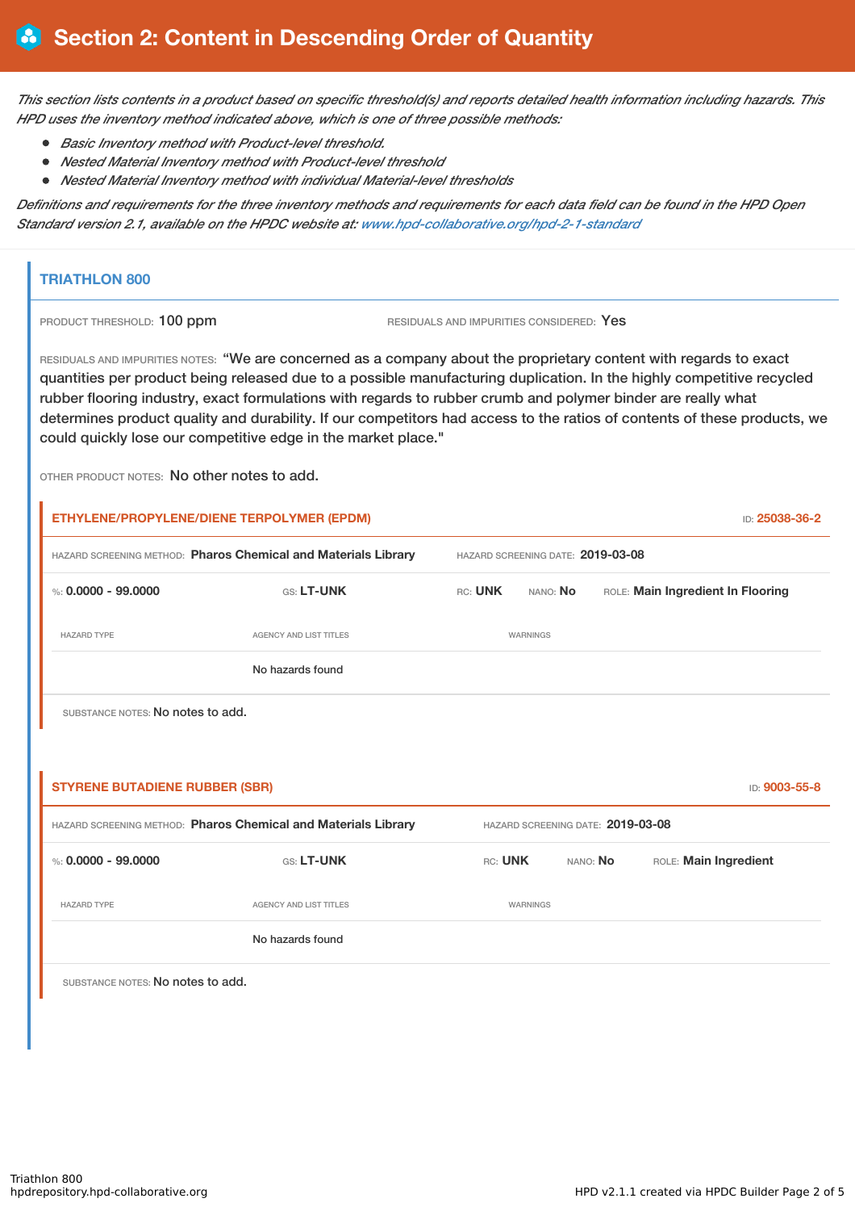# Section 2: Content in Descending Order of Quantity

*This section lists contents in a product based on specific threshold(s) and reports detailed health information including hazards. This HPD uses the inventory method indicated above, which is one of three possible methods:*

- *Basic Inventory method with Product-level threshold.*
- *Nested Material Inventory method with Product-level threshold*
- *Nested Material Inventory method with individual Material-level thresholds*

*Definitions and requirements for the three inventory methods and requirements for each data field can be found in the HPD Open Standard version 2.1, available on the HPDC website at: www.hpd-collaborative.org/hpd-2-1-standard*

## TRIATHLON 800

PRODUCT THRESHOLD: 100 ppm

RESIDUALS AND IMPURITIES CONSIDERED: Yes

RESIDUALS AND IMPURITIES NOTES: "We are concerned as a company about the proprietary content with regards to exact quantities per product being released due to a possible manufacturing duplication. In the highly competitive recycled rubber flooring industry, exact formulations with regards to rubber crumb and polymer binder are really what determines product quality and durability. If our competitors had access to the ratios of contents of these products, we could quickly lose our competitive edge in the market place."

OTHER PRODUCT NOTES: No other notes to add.

### ETHYLENE/PROPYLENE/DIENE TERPOLYMER (EPDM)

ID: 25038-36-2

HAZARD SCREENING METHOD: **Pharos Chemical and Materials Library**

HAZARD SCREENING DATE: **2019-03-08**

%: **0.0000 - 99.0000** | GS: **LT-UNK** | RC: **UNK** | NANO: **No** | ROLE: **Main Ingredient In Flooring**

| HAZARD TYPE | AGENCY AND LIST TITLES | WARNINGS |
|---|---|---|
| | No hazards found | |

SUBSTANCE NOTES: No notes to add.

### STYRENE BUTADIENE RUBBER (SBR)

ID: 9003-55-8

HAZARD SCREENING METHOD: **Pharos Chemical and Materials Library**

HAZARD SCREENING DATE: **2019-03-08**

%: **0.0000 - 99.0000** | GS: **LT-UNK** | RC: **UNK** | NANO: **No** | ROLE: **Main Ingredient**

| HAZARD TYPE | AGENCY AND LIST TITLES | WARNINGS |
|---|---|---|
| | No hazards found | |

SUBSTANCE NOTES: No notes to add.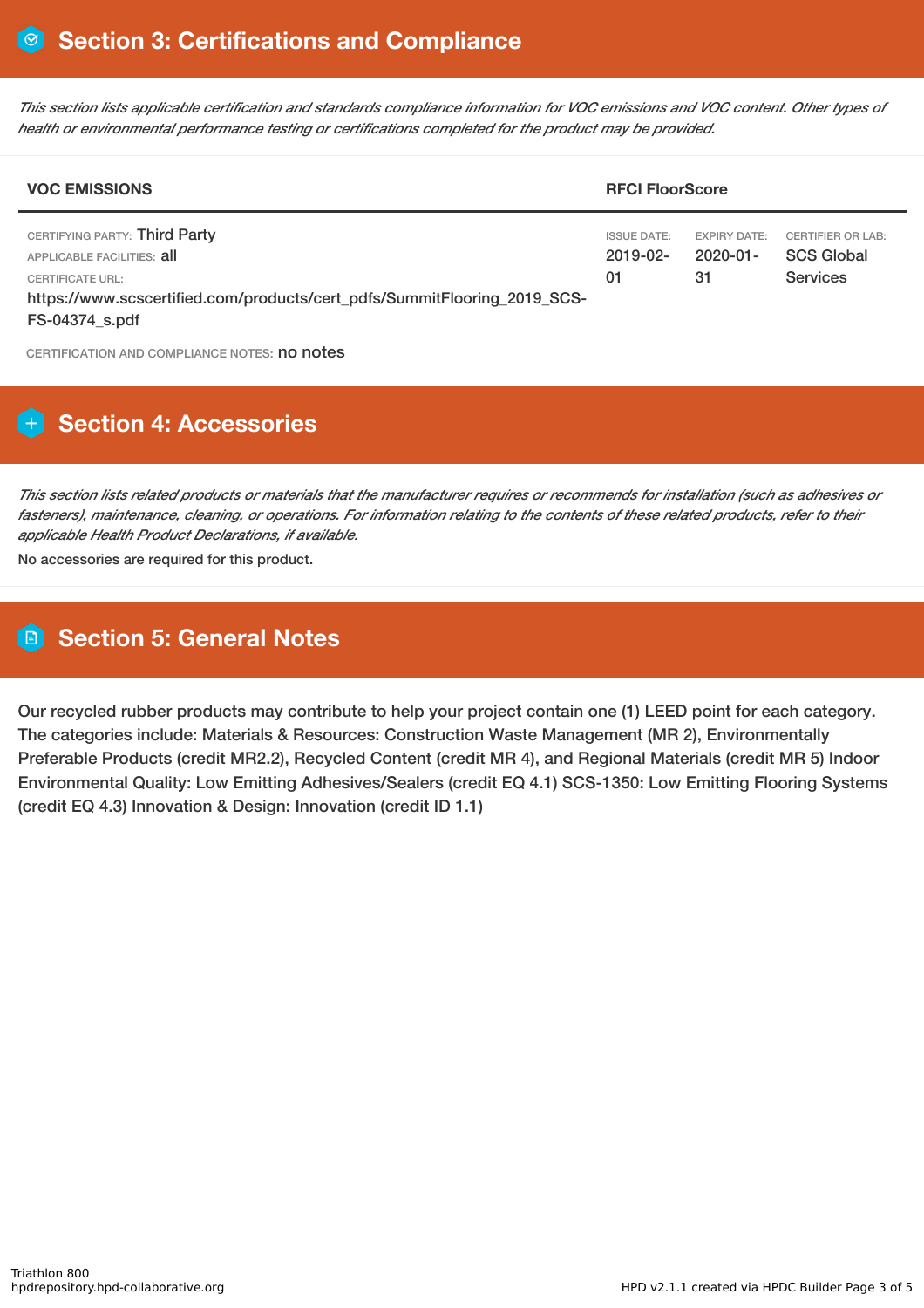## Section 3: Certifications and Compliance

*This section lists applicable certification and standards compliance information for VOC emissions and VOC content. Other types of health or environmental performance testing or certifications completed for the product may be provided.*

| VOC EMISSIONS | RFCI FloorScore | | |
|---|---|---|---|
| CERTIFYING PARTY: Third Party<br>APPLICABLE FACILITIES: all<br>CERTIFICATE URL:<br>https://www.scscertified.com/products/cert_pdfs/SummitFlooring_2019_SCS-FS-04374_s.pdf | ISSUE DATE:<br>2019-02-01 | EXPIRY DATE:<br>2020-01-31 | CERTIFIER OR LAB:<br>SCS Global Services |

CERTIFICATION AND COMPLIANCE NOTES: no notes

## Section 4: Accessories

*This section lists related products or materials that the manufacturer requires or recommends for installation (such as adhesives or fasteners), maintenance, cleaning, or operations. For information relating to the contents of these related products, refer to their applicable Health Product Declarations, if available.*

No accessories are required for this product.

## Section 5: General Notes

Our recycled rubber products may contribute to help your project contain one (1) LEED point for each category. The categories include: Materials & Resources: Construction Waste Management (MR 2), Environmentally Preferable Products (credit MR2.2), Recycled Content (credit MR 4), and Regional Materials (credit MR 5) Indoor Environmental Quality: Low Emitting Adhesives/Sealers (credit EQ 4.1) SCS-1350: Low Emitting Flooring Systems (credit EQ 4.3) Innovation & Design: Innovation (credit ID 1.1)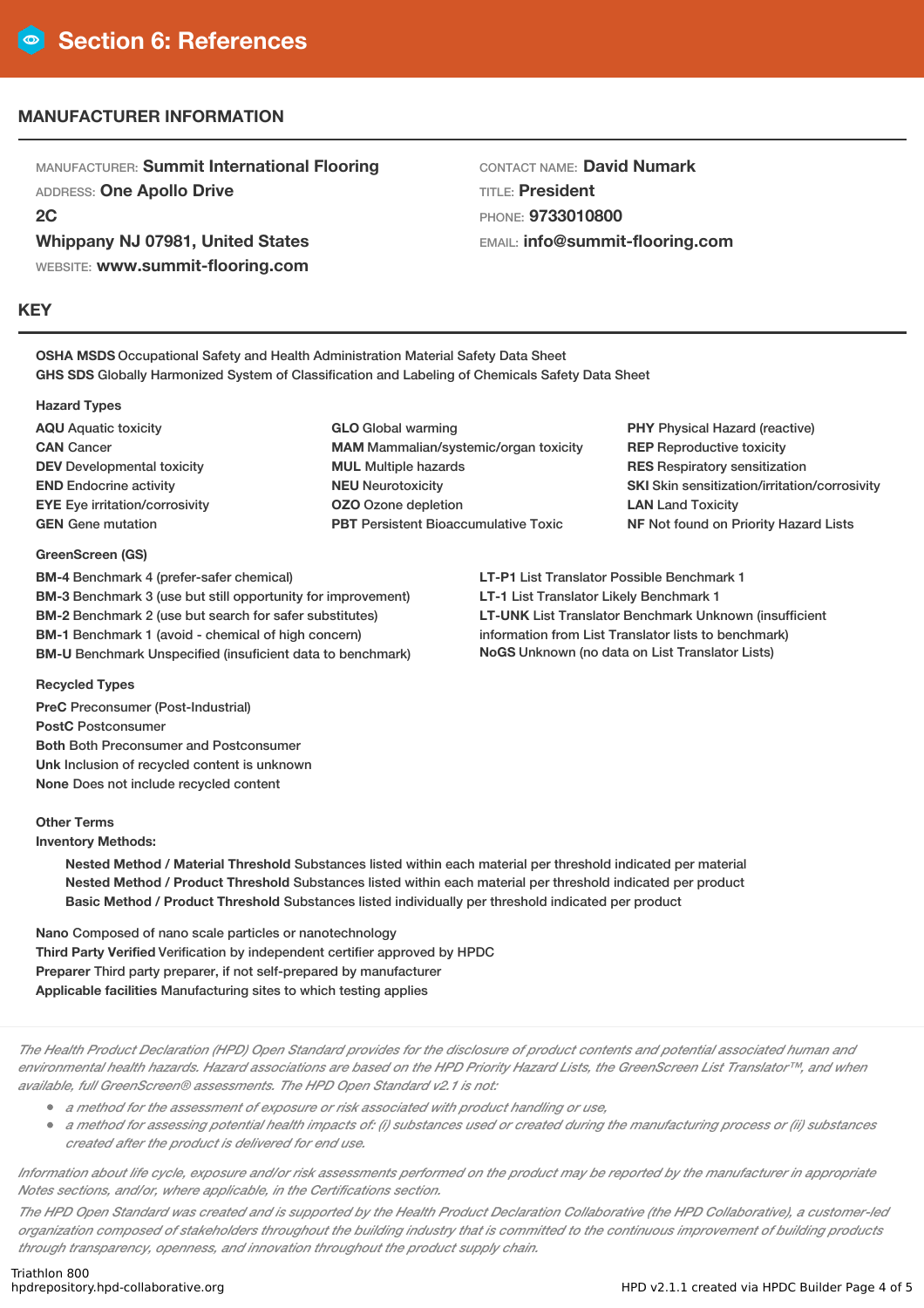# Section 6: References

## MANUFACTURER INFORMATION

MANUFACTURER: **Summit International Flooring**
ADDRESS: **One Apollo Drive**
**2C**
**Whippany NJ 07981, United States**
WEBSITE: **www.summit-flooring.com**

CONTACT NAME: **David Numark**
TITLE: **President**
PHONE: **9733010800**
EMAIL: **info@summit-flooring.com**

## KEY

**OSHA MSDS** Occupational Safety and Health Administration Material Safety Data Sheet
**GHS SDS** Globally Harmonized System of Classification and Labeling of Chemicals Safety Data Sheet

### Hazard Types

**AQU** Aquatic toxicity
**CAN** Cancer
**DEV** Developmental toxicity
**END** Endocrine activity
**EYE** Eye irritation/corrosivity
**GEN** Gene mutation
**GLO** Global warming
**MAM** Mammalian/systemic/organ toxicity
**MUL** Multiple hazards
**NEU** Neurotoxicity
**OZO** Ozone depletion
**PBT** Persistent Bioaccumulative Toxic
**PHY** Physical Hazard (reactive)
**REP** Reproductive toxicity
**RES** Respiratory sensitization
**SKI** Skin sensitization/irritation/corrosivity
**LAN** Land Toxicity
**NF** Not found on Priority Hazard Lists

### GreenScreen (GS)

**BM-4** Benchmark 4 (prefer-safer chemical)
**BM-3** Benchmark 3 (use but still opportunity for improvement)
**BM-2** Benchmark 2 (use but search for safer substitutes)
**BM-1** Benchmark 1 (avoid - chemical of high concern)
**BM-U** Benchmark Unspecified (insuficient data to benchmark)
**LT-P1** List Translator Possible Benchmark 1
**LT-1** List Translator Likely Benchmark 1
**LT-UNK** List Translator Benchmark Unknown (insufficient information from List Translator lists to benchmark)
**NoGS** Unknown (no data on List Translator Lists)

### Recycled Types

**PreC** Preconsumer (Post-Industrial)
**PostC** Postconsumer
**Both** Both Preconsumer and Postconsumer
**Unk** Inclusion of recycled content is unknown
**None** Does not include recycled content

### Other Terms

**Inventory Methods:**

- **Nested Method / Material Threshold** Substances listed within each material per threshold indicated per material
- **Nested Method / Product Threshold** Substances listed within each material per threshold indicated per product
- **Basic Method / Product Threshold** Substances listed individually per threshold indicated per product

**Nano** Composed of nano scale particles or nanotechnology
**Third Party Verified** Verification by independent certifier approved by HPDC
**Preparer** Third party preparer, if not self-prepared by manufacturer
**Applicable facilities** Manufacturing sites to which testing applies

*The Health Product Declaration (HPD) Open Standard provides for the disclosure of product contents and potential associated human and environmental health hazards. Hazard associations are based on the HPD Priority Hazard Lists, the GreenScreen List Translator™, and when available, full GreenScreen® assessments. The HPD Open Standard v2.1 is not:*

- *a method for the assessment of exposure or risk associated with product handling or use,*
- *a method for assessing potential health impacts of: (i) substances used or created during the manufacturing process or (ii) substances created after the product is delivered for end use.*

*Information about life cycle, exposure and/or risk assessments performed on the product may be reported by the manufacturer in appropriate Notes sections, and/or, where applicable, in the Certifications section.*

*The HPD Open Standard was created and is supported by the Health Product Declaration Collaborative (the HPD Collaborative), a customer-led organization composed of stakeholders throughout the building industry that is committed to the continuous improvement of building products through transparency, openness, and innovation throughout the product supply chain.*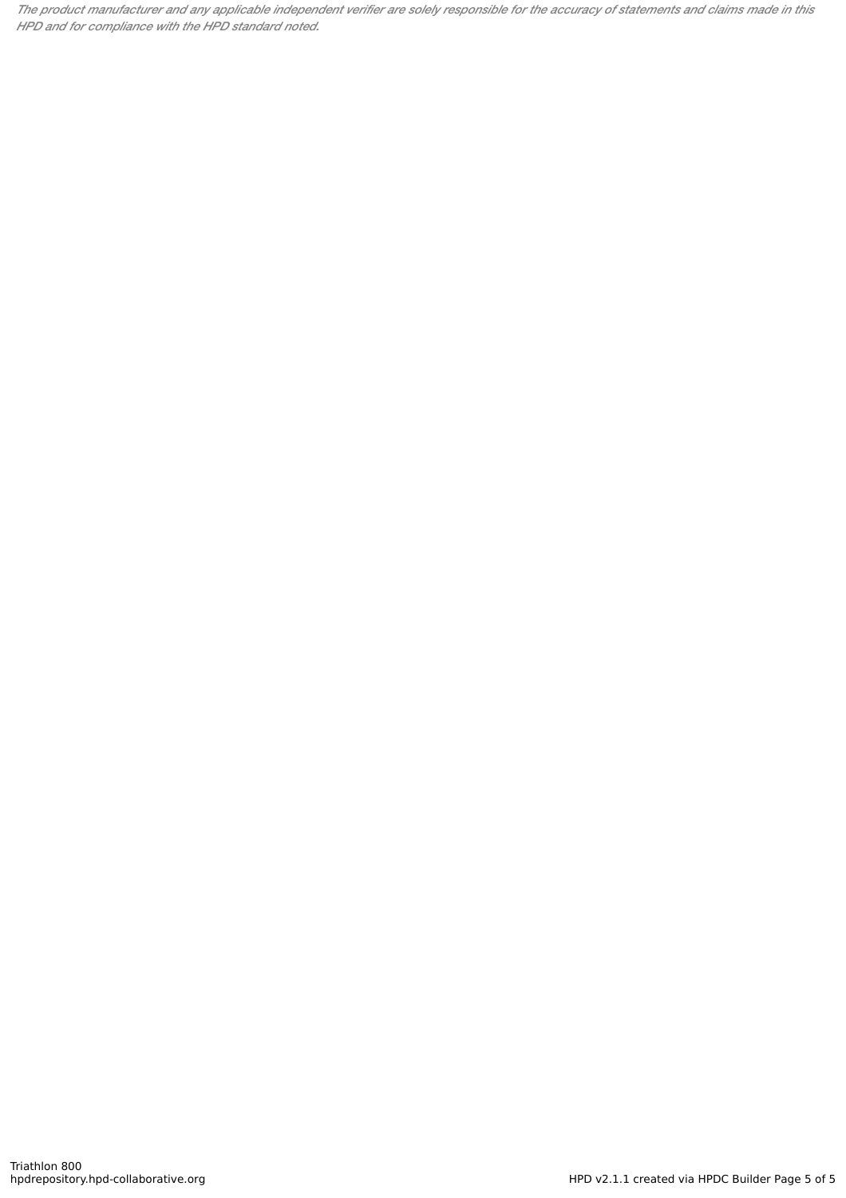*The product manufacturer and any applicable independent verifier are solely responsible for the accuracy of statements and claims made in this HPD and for compliance with the HPD standard noted.*